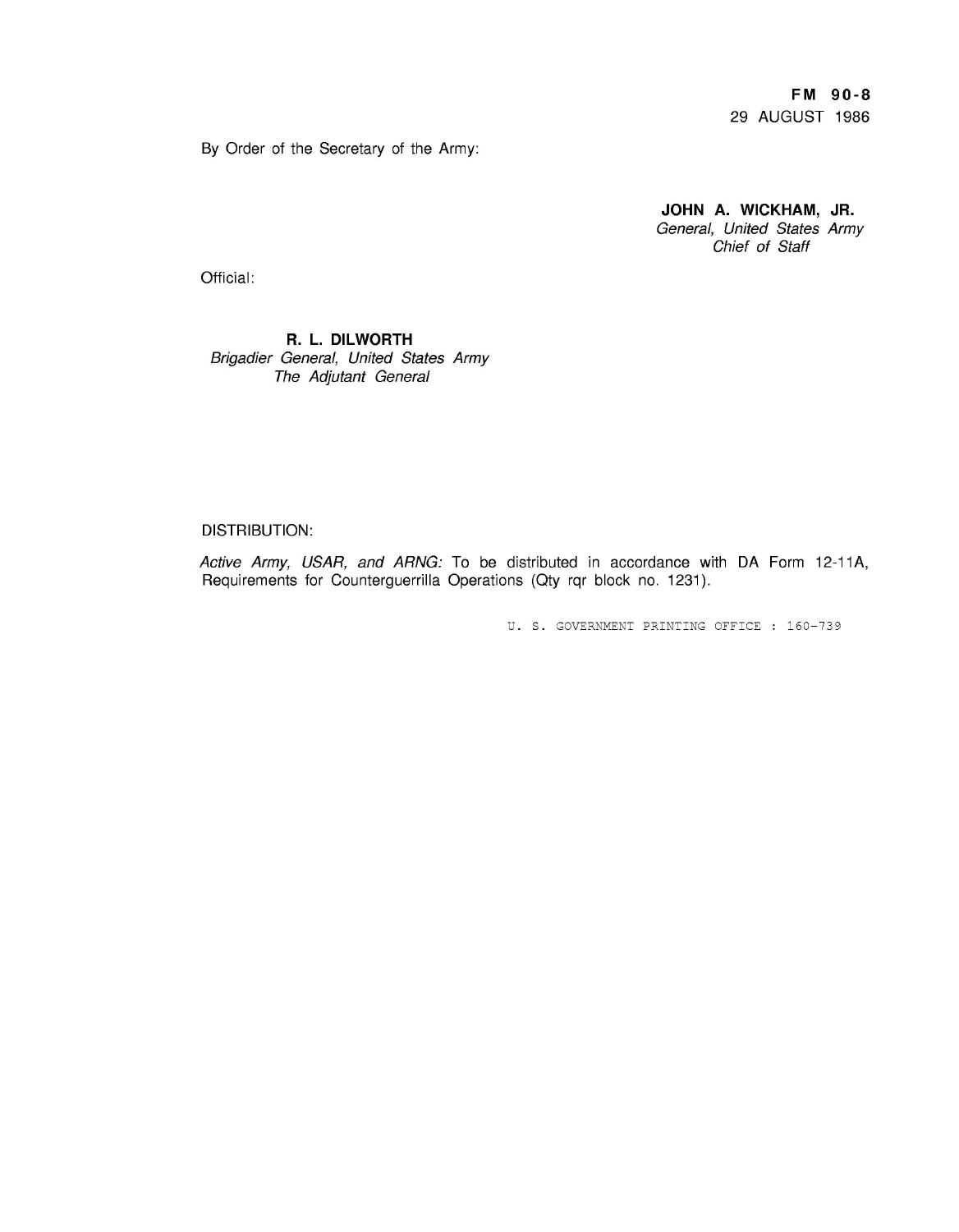**FM 90-8**
29 AUGUST 1986

By Order of the Secretary of the Army:

**JOHN A. WICKHAM, JR.**
*General, United States Army*
*Chief of Staff*

Official:

**R. L. DILWORTH**
*Brigadier General, United States Army*
*The Adjutant General*

DISTRIBUTION:

*Active Army, USAR, and ARNG:* To be distributed in accordance with DA Form 12-11A, Requirements for Counterguerrilla Operations (Qty rqr block no. 1231).

U. S. GOVERNMENT PRINTING OFFICE : 160-739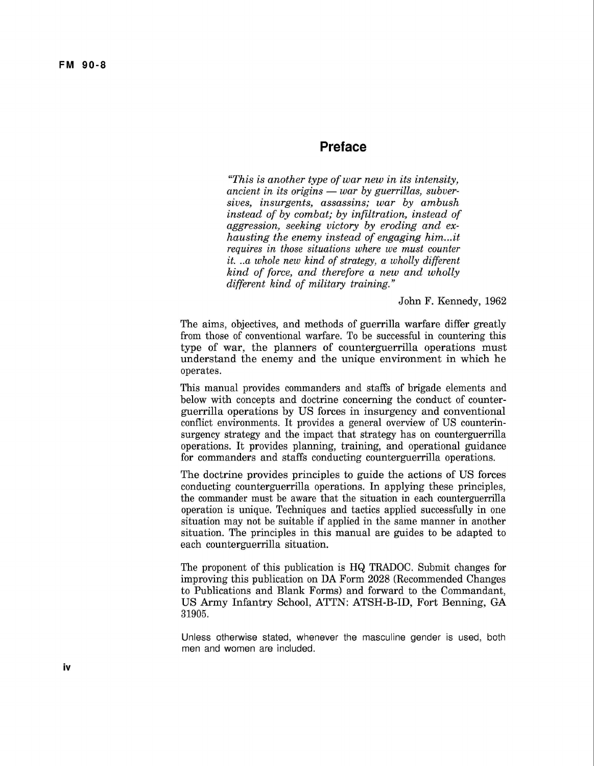# Preface

> *"This is another type of war new in its intensity, ancient in its origins — war by guerrillas, subversives, insurgents, assassins; war by ambush instead of by combat; by infiltration, instead of aggression, seeking victory by eroding and exhausting the enemy instead of engaging him...it requires in those situations where we must counter it. ..a whole new kind of strategy, a wholly different kind of force, and therefore a new and wholly different kind of military training."*
>
> John F. Kennedy, 1962

The aims, objectives, and methods of guerrilla warfare differ greatly from those of conventional warfare. To be successful in countering this type of war, the planners of counterguerrilla operations must understand the enemy and the unique environment in which he operates.

This manual provides commanders and staffs of brigade elements and below with concepts and doctrine concerning the conduct of counterguerrilla operations by US forces in insurgency and conventional conflict environments. It provides a general overview of US counterinsurgency strategy and the impact that strategy has on counterguerrilla operations. It provides planning, training, and operational guidance for commanders and staffs conducting counterguerrilla operations.

The doctrine provides principles to guide the actions of US forces conducting counterguerrilla operations. In applying these principles, the commander must be aware that the situation in each counterguerrilla operation is unique. Techniques and tactics applied successfully in one situation may not be suitable if applied in the same manner in another situation. The principles in this manual are guides to be adapted to each counterguerrilla situation.

The proponent of this publication is HQ TRADOC. Submit changes for improving this publication on DA Form 2028 (Recommended Changes to Publications and Blank Forms) and forward to the Commandant, US Army Infantry School, ATTN: ATSH-B-ID, Fort Benning, GA 31905.

Unless otherwise stated, whenever the masculine gender is used, both men and women are included.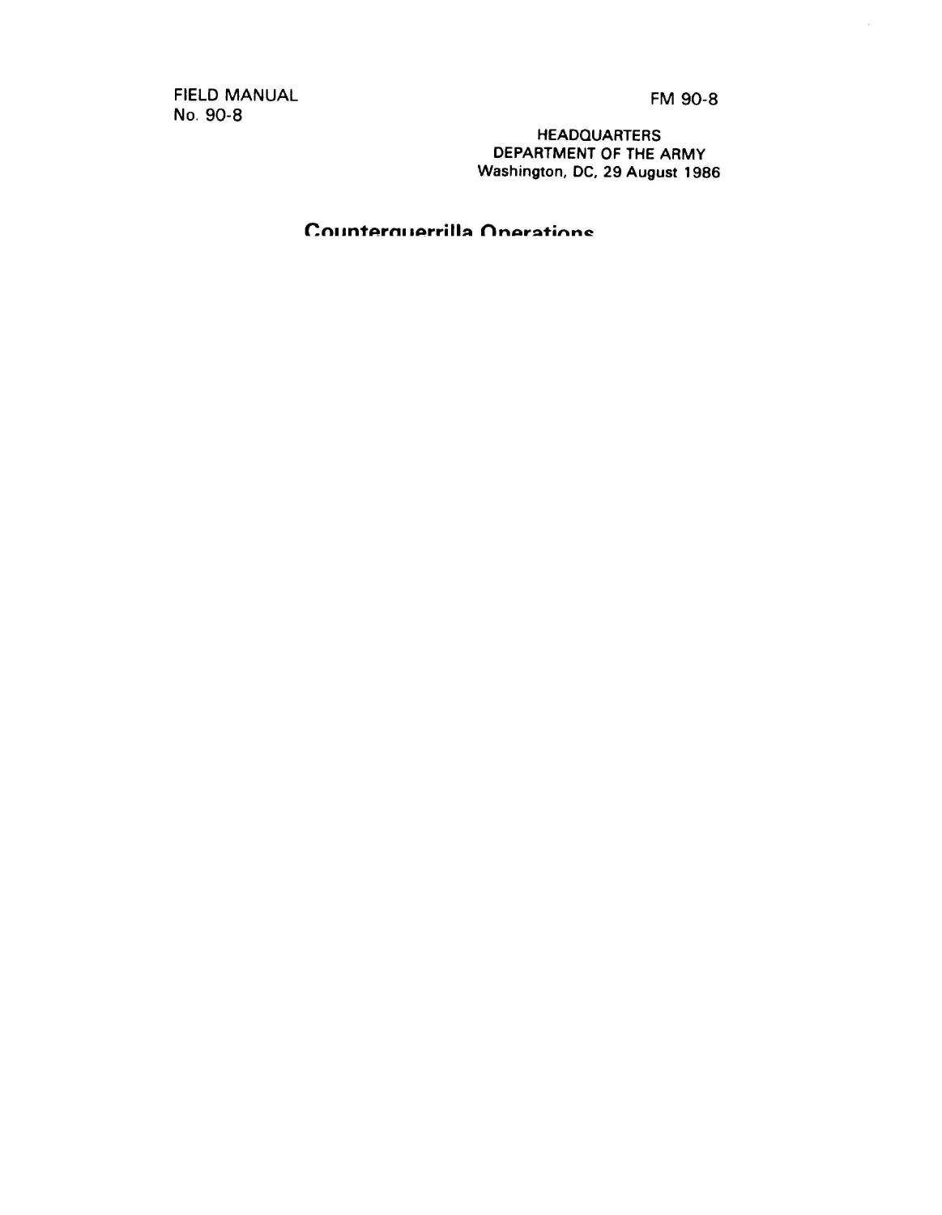FIELD MANUAL
No. 90-8

FM 90-8

HEADQUARTERS
DEPARTMENT OF THE ARMY
Washington, DC, 29 August 1986

# Counterguerrilla Operations